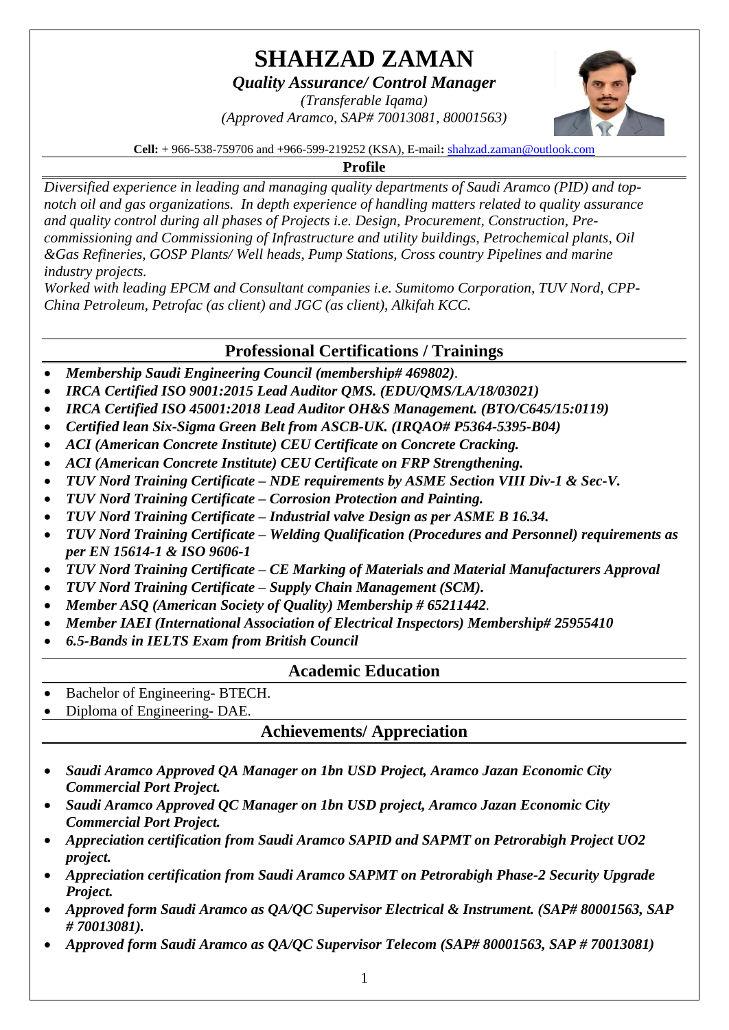# SHAHZAD ZAMAN

***Quality Assurance/ Control Manager***

*(Transferable Iqama)*

*(Approved Aramco, SAP# 70013081, 80001563)*

**Cell:** + 966-538-759706 and +966-599-219252 (KSA), E-mail**:** shahzad.zaman@outlook.com

## Profile

*Diversified experience in leading and managing quality departments of Saudi Aramco (PID) and top-notch oil and gas organizations. In depth experience of handling matters related to quality assurance and quality control during all phases of Projects i.e. Design, Procurement, Construction, Pre-commissioning and Commissioning of Infrastructure and utility buildings, Petrochemical plants, Oil &Gas Refineries, GOSP Plants/ Well heads, Pump Stations, Cross country Pipelines and marine industry projects.*

*Worked with leading EPCM and Consultant companies i.e. Sumitomo Corporation, TUV Nord, CPP-China Petroleum, Petrofac (as client) and JGC (as client), Alkifah KCC.*

## Professional Certifications / Trainings

- ***Membership Saudi Engineering Council (membership# 469802)***.
- ***IRCA Certified ISO 9001:2015 Lead Auditor QMS. (EDU/QMS/LA/18/03021)***
- ***IRCA Certified ISO 45001:2018 Lead Auditor OH&S Management. (BTO/C645/15:0119)***
- ***Certified lean Six-Sigma Green Belt from ASCB-UK. (IRQAO# P5364-5395-B04)***
- ***ACI (American Concrete Institute) CEU Certificate on Concrete Cracking.***
- ***ACI (American Concrete Institute) CEU Certificate on FRP Strengthening.***
- ***TUV Nord Training Certificate – NDE requirements by ASME Section VIII Div-1 & Sec-V.***
- ***TUV Nord Training Certificate – Corrosion Protection and Painting.***
- ***TUV Nord Training Certificate – Industrial valve Design as per ASME B 16.34.***
- ***TUV Nord Training Certificate – Welding Qualification (Procedures and Personnel) requirements as per EN 15614-1 & ISO 9606-1***
- ***TUV Nord Training Certificate – CE Marking of Materials and Material Manufacturers Approval***
- ***TUV Nord Training Certificate – Supply Chain Management (SCM).***
- ***Member ASQ (American Society of Quality) Membership # 65211442***.
- ***Member IAEI (International Association of Electrical Inspectors) Membership# 25955410***
- ***6.5-Bands in IELTS Exam from British Council***

## Academic Education

- Bachelor of Engineering- BTECH.
- Diploma of Engineering- DAE.

## Achievements/ Appreciation

- ***Saudi Aramco Approved QA Manager on 1bn USD Project, Aramco Jazan Economic City Commercial Port Project.***
- ***Saudi Aramco Approved QC Manager on 1bn USD project, Aramco Jazan Economic City Commercial Port Project.***
- ***Appreciation certification from Saudi Aramco SAPID and SAPMT on Petrorabigh Project UO2 project.***
- ***Appreciation certification from Saudi Aramco SAPMT on Petrorabigh Phase-2 Security Upgrade Project.***
- ***Approved form Saudi Aramco as QA/QC Supervisor Electrical & Instrument. (SAP# 80001563, SAP # 70013081).***
- ***Approved form Saudi Aramco as QA/QC Supervisor Telecom (SAP# 80001563, SAP # 70013081)***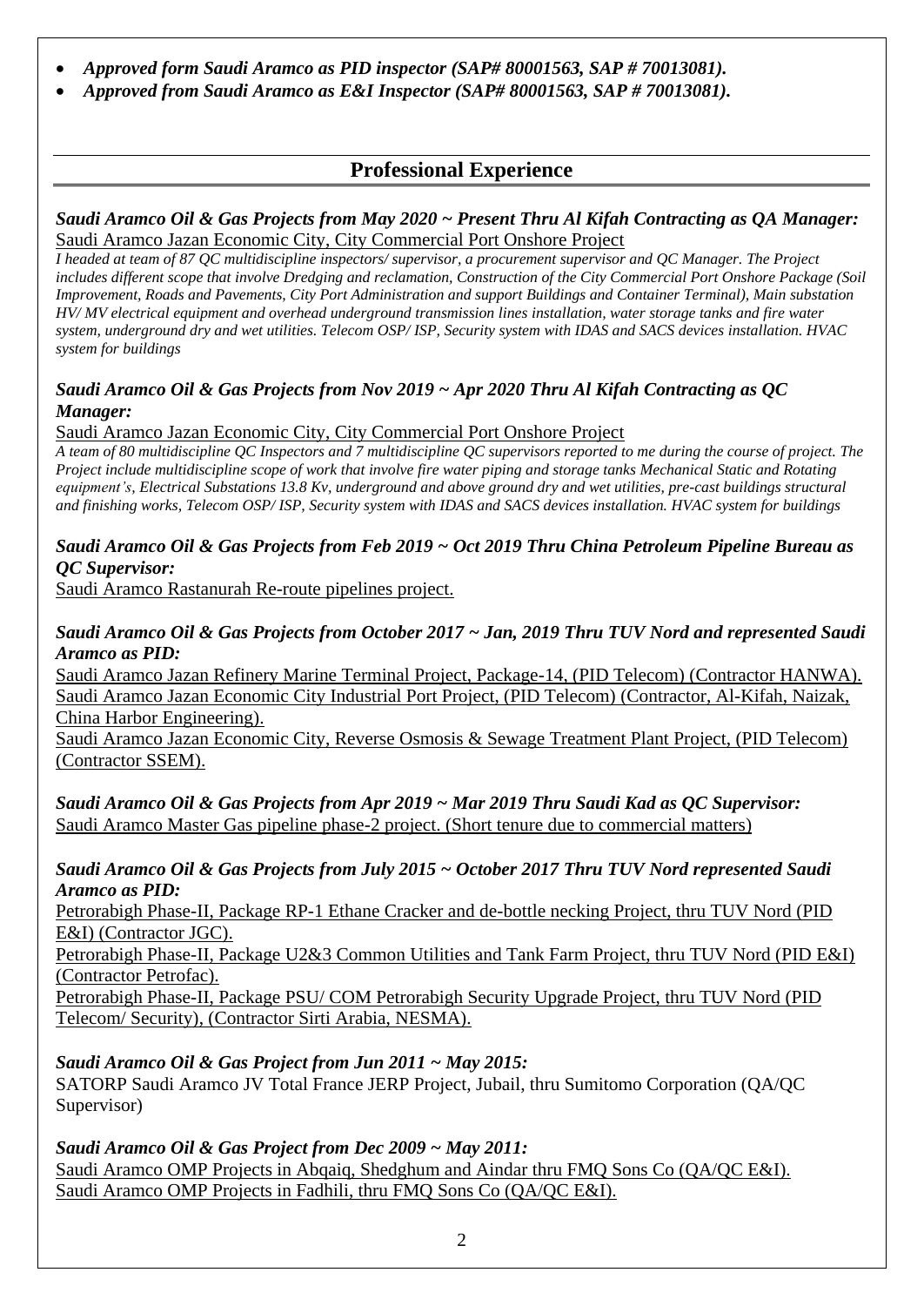- ***Approved form Saudi Aramco as PID inspector (SAP# 80001563, SAP # 70013081).***
- ***Approved from Saudi Aramco as E&I Inspector (SAP# 80001563, SAP # 70013081).***

## Professional Experience

***Saudi Aramco Oil & Gas Projects from May 2020 ~ Present Thru Al Kifah Contracting as QA Manager:***
Saudi Aramco Jazan Economic City, City Commercial Port Onshore Project

*I headed at team of 87 QC multidiscipline inspectors/ supervisor, a procurement supervisor and QC Manager. The Project includes different scope that involve Dredging and reclamation, Construction of the City Commercial Port Onshore Package (Soil Improvement, Roads and Pavements, City Port Administration and support Buildings and Container Terminal), Main substation HV/ MV electrical equipment and overhead underground transmission lines installation, water storage tanks and fire water system, underground dry and wet utilities. Telecom OSP/ ISP, Security system with IDAS and SACS devices installation. HVAC system for buildings*

***Saudi Aramco Oil & Gas Projects from Nov 2019 ~ Apr 2020 Thru Al Kifah Contracting as QC Manager:***
Saudi Aramco Jazan Economic City, City Commercial Port Onshore Project

*A team of 80 multidiscipline QC Inspectors and 7 multidiscipline QC supervisors reported to me during the course of project. The Project include multidiscipline scope of work that involve fire water piping and storage tanks Mechanical Static and Rotating equipment's, Electrical Substations 13.8 Kv, underground and above ground dry and wet utilities, pre-cast buildings structural and finishing works, Telecom OSP/ ISP, Security system with IDAS and SACS devices installation. HVAC system for buildings*

***Saudi Aramco Oil & Gas Projects from Feb 2019 ~ Oct 2019 Thru China Petroleum Pipeline Bureau as QC Supervisor:***
Saudi Aramco Rastanurah Re-route pipelines project.

***Saudi Aramco Oil & Gas Projects from October 2017 ~ Jan, 2019 Thru TUV Nord and represented Saudi Aramco as PID:***
Saudi Aramco Jazan Refinery Marine Terminal Project, Package-14, (PID Telecom) (Contractor HANWA).
Saudi Aramco Jazan Economic City Industrial Port Project, (PID Telecom) (Contractor, Al-Kifah, Naizak, China Harbor Engineering).
Saudi Aramco Jazan Economic City, Reverse Osmosis & Sewage Treatment Plant Project, (PID Telecom) (Contractor SSEM).

***Saudi Aramco Oil & Gas Projects from Apr 2019 ~ Mar 2019 Thru Saudi Kad as QC Supervisor:***
Saudi Aramco Master Gas pipeline phase-2 project. (Short tenure due to commercial matters)

***Saudi Aramco Oil & Gas Projects from July 2015 ~ October 2017 Thru TUV Nord represented Saudi Aramco as PID:***
Petrorabigh Phase-II, Package RP-1 Ethane Cracker and de-bottle necking Project, thru TUV Nord (PID E&I) (Contractor JGC).
Petrorabigh Phase-II, Package U2&3 Common Utilities and Tank Farm Project, thru TUV Nord (PID E&I) (Contractor Petrofac).
Petrorabigh Phase-II, Package PSU/ COM Petrorabigh Security Upgrade Project, thru TUV Nord (PID Telecom/ Security), (Contractor Sirti Arabia, NESMA).

***Saudi Aramco Oil & Gas Project from Jun 2011 ~ May 2015:***
SATORP Saudi Aramco JV Total France JERP Project, Jubail, thru Sumitomo Corporation (QA/QC Supervisor)

***Saudi Aramco Oil & Gas Project from Dec 2009 ~ May 2011:***
Saudi Aramco OMP Projects in Abqaiq, Shedghum and Aindar thru FMQ Sons Co (QA/QC E&I).
Saudi Aramco OMP Projects in Fadhili, thru FMQ Sons Co (QA/QC E&I).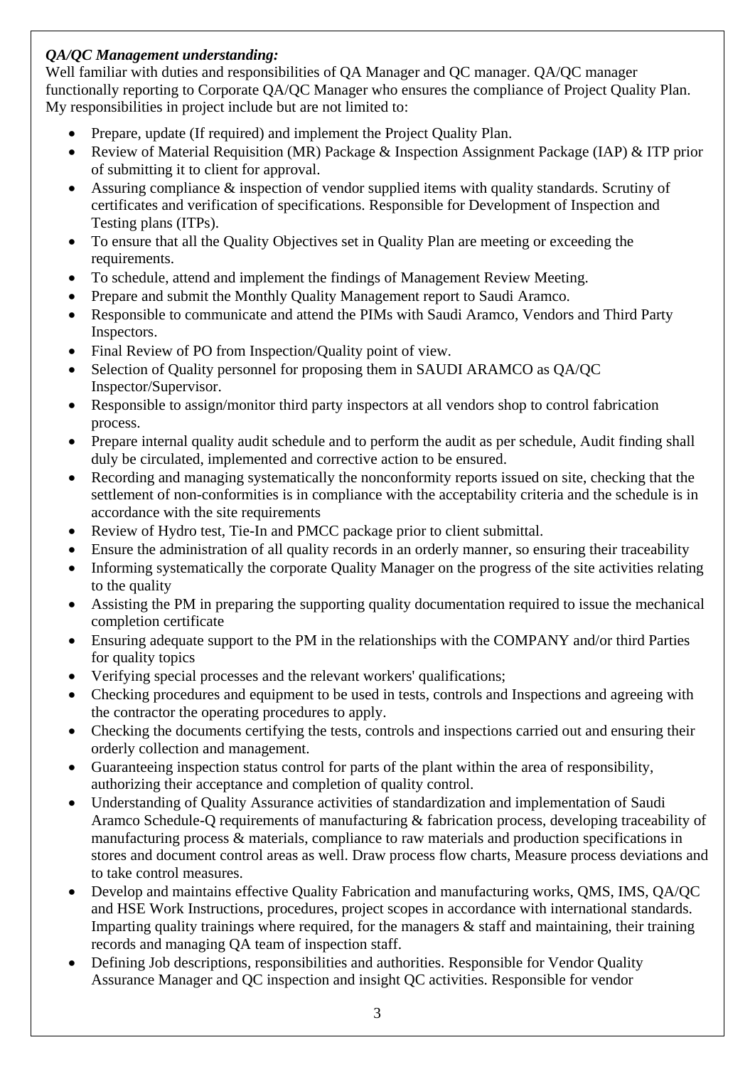***QA/QC Management understanding:***

Well familiar with duties and responsibilities of QA Manager and QC manager. QA/QC manager functionally reporting to Corporate QA/QC Manager who ensures the compliance of Project Quality Plan. My responsibilities in project include but are not limited to:

- Prepare, update (If required) and implement the Project Quality Plan.
- Review of Material Requisition (MR) Package & Inspection Assignment Package (IAP) & ITP prior of submitting it to client for approval.
- Assuring compliance & inspection of vendor supplied items with quality standards. Scrutiny of certificates and verification of specifications. Responsible for Development of Inspection and Testing plans (ITPs).
- To ensure that all the Quality Objectives set in Quality Plan are meeting or exceeding the requirements.
- To schedule, attend and implement the findings of Management Review Meeting.
- Prepare and submit the Monthly Quality Management report to Saudi Aramco.
- Responsible to communicate and attend the PIMs with Saudi Aramco, Vendors and Third Party Inspectors.
- Final Review of PO from Inspection/Quality point of view.
- Selection of Quality personnel for proposing them in SAUDI ARAMCO as QA/QC Inspector/Supervisor.
- Responsible to assign/monitor third party inspectors at all vendors shop to control fabrication process.
- Prepare internal quality audit schedule and to perform the audit as per schedule, Audit finding shall duly be circulated, implemented and corrective action to be ensured.
- Recording and managing systematically the nonconformity reports issued on site, checking that the settlement of non-conformities is in compliance with the acceptability criteria and the schedule is in accordance with the site requirements
- Review of Hydro test, Tie-In and PMCC package prior to client submittal.
- Ensure the administration of all quality records in an orderly manner, so ensuring their traceability
- Informing systematically the corporate Quality Manager on the progress of the site activities relating to the quality
- Assisting the PM in preparing the supporting quality documentation required to issue the mechanical completion certificate
- Ensuring adequate support to the PM in the relationships with the COMPANY and/or third Parties for quality topics
- Verifying special processes and the relevant workers' qualifications;
- Checking procedures and equipment to be used in tests, controls and Inspections and agreeing with the contractor the operating procedures to apply.
- Checking the documents certifying the tests, controls and inspections carried out and ensuring their orderly collection and management.
- Guaranteeing inspection status control for parts of the plant within the area of responsibility, authorizing their acceptance and completion of quality control.
- Understanding of Quality Assurance activities of standardization and implementation of Saudi Aramco Schedule-Q requirements of manufacturing & fabrication process, developing traceability of manufacturing process & materials, compliance to raw materials and production specifications in stores and document control areas as well. Draw process flow charts, Measure process deviations and to take control measures.
- Develop and maintains effective Quality Fabrication and manufacturing works, QMS, IMS, QA/QC and HSE Work Instructions, procedures, project scopes in accordance with international standards. Imparting quality trainings where required, for the managers & staff and maintaining, their training records and managing QA team of inspection staff.
- Defining Job descriptions, responsibilities and authorities. Responsible for Vendor Quality Assurance Manager and QC inspection and insight QC activities. Responsible for vendor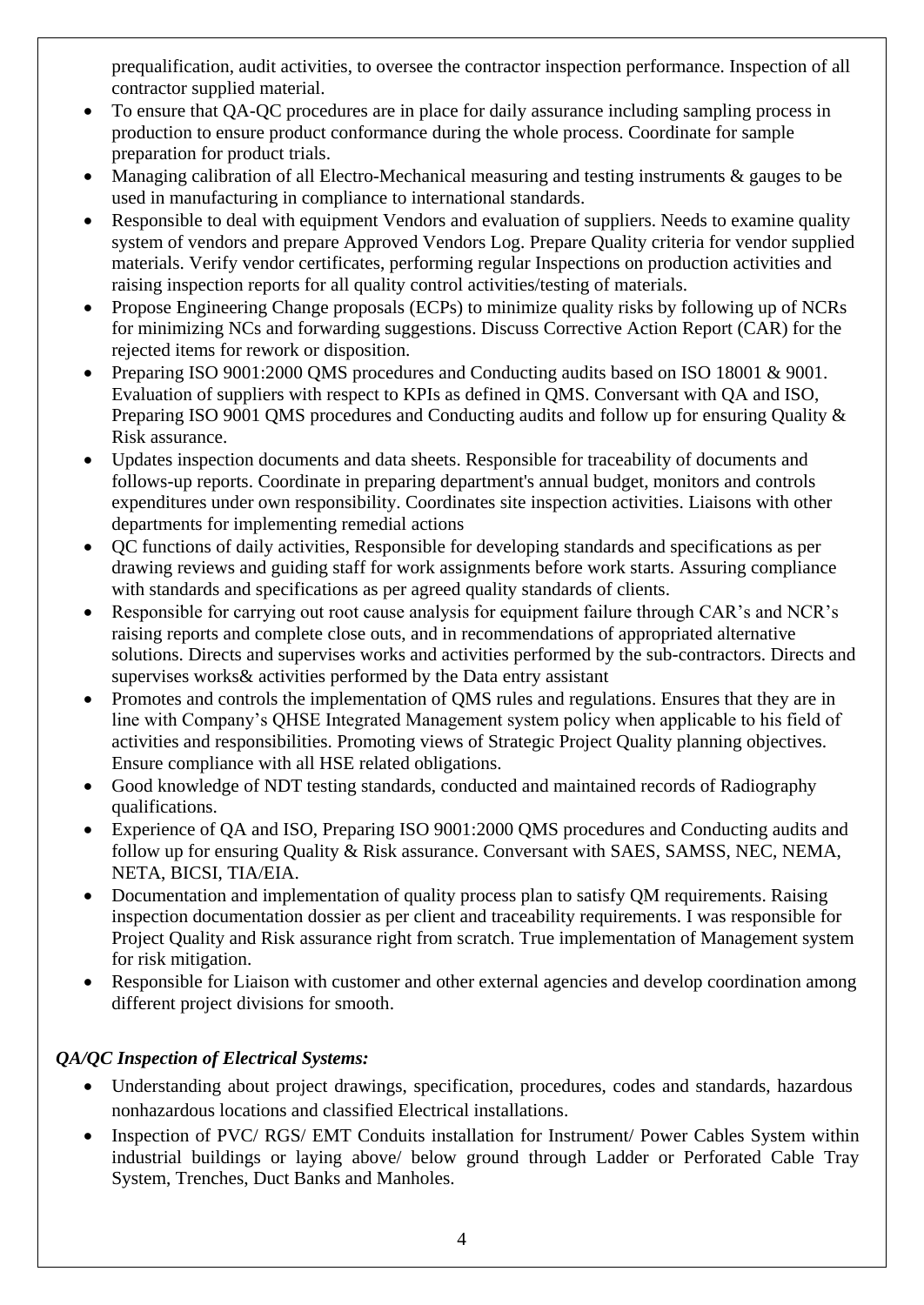prequalification, audit activities, to oversee the contractor inspection performance. Inspection of all contractor supplied material.

- To ensure that QA-QC procedures are in place for daily assurance including sampling process in production to ensure product conformance during the whole process. Coordinate for sample preparation for product trials.
- Managing calibration of all Electro-Mechanical measuring and testing instruments & gauges to be used in manufacturing in compliance to international standards.
- Responsible to deal with equipment Vendors and evaluation of suppliers. Needs to examine quality system of vendors and prepare Approved Vendors Log. Prepare Quality criteria for vendor supplied materials. Verify vendor certificates, performing regular Inspections on production activities and raising inspection reports for all quality control activities/testing of materials.
- Propose Engineering Change proposals (ECPs) to minimize quality risks by following up of NCRs for minimizing NCs and forwarding suggestions. Discuss Corrective Action Report (CAR) for the rejected items for rework or disposition.
- Preparing ISO 9001:2000 QMS procedures and Conducting audits based on ISO 18001 & 9001. Evaluation of suppliers with respect to KPIs as defined in QMS. Conversant with QA and ISO, Preparing ISO 9001 QMS procedures and Conducting audits and follow up for ensuring Quality & Risk assurance.
- Updates inspection documents and data sheets. Responsible for traceability of documents and follows-up reports. Coordinate in preparing department's annual budget, monitors and controls expenditures under own responsibility. Coordinates site inspection activities. Liaisons with other departments for implementing remedial actions
- QC functions of daily activities, Responsible for developing standards and specifications as per drawing reviews and guiding staff for work assignments before work starts. Assuring compliance with standards and specifications as per agreed quality standards of clients.
- Responsible for carrying out root cause analysis for equipment failure through CAR's and NCR's raising reports and complete close outs, and in recommendations of appropriated alternative solutions. Directs and supervises works and activities performed by the sub-contractors. Directs and supervises works& activities performed by the Data entry assistant
- Promotes and controls the implementation of QMS rules and regulations. Ensures that they are in line with Company's QHSE Integrated Management system policy when applicable to his field of activities and responsibilities. Promoting views of Strategic Project Quality planning objectives. Ensure compliance with all HSE related obligations.
- Good knowledge of NDT testing standards, conducted and maintained records of Radiography qualifications.
- Experience of QA and ISO, Preparing ISO 9001:2000 QMS procedures and Conducting audits and follow up for ensuring Quality & Risk assurance. Conversant with SAES, SAMSS, NEC, NEMA, NETA, BICSI, TIA/EIA.
- Documentation and implementation of quality process plan to satisfy QM requirements. Raising inspection documentation dossier as per client and traceability requirements. I was responsible for Project Quality and Risk assurance right from scratch. True implementation of Management system for risk mitigation.
- Responsible for Liaison with customer and other external agencies and develop coordination among different project divisions for smooth.

***QA/QC Inspection of Electrical Systems:***

- Understanding about project drawings, specification, procedures, codes and standards, hazardous nonhazardous locations and classified Electrical installations.
- Inspection of PVC/ RGS/ EMT Conduits installation for Instrument/ Power Cables System within industrial buildings or laying above/ below ground through Ladder or Perforated Cable Tray System, Trenches, Duct Banks and Manholes.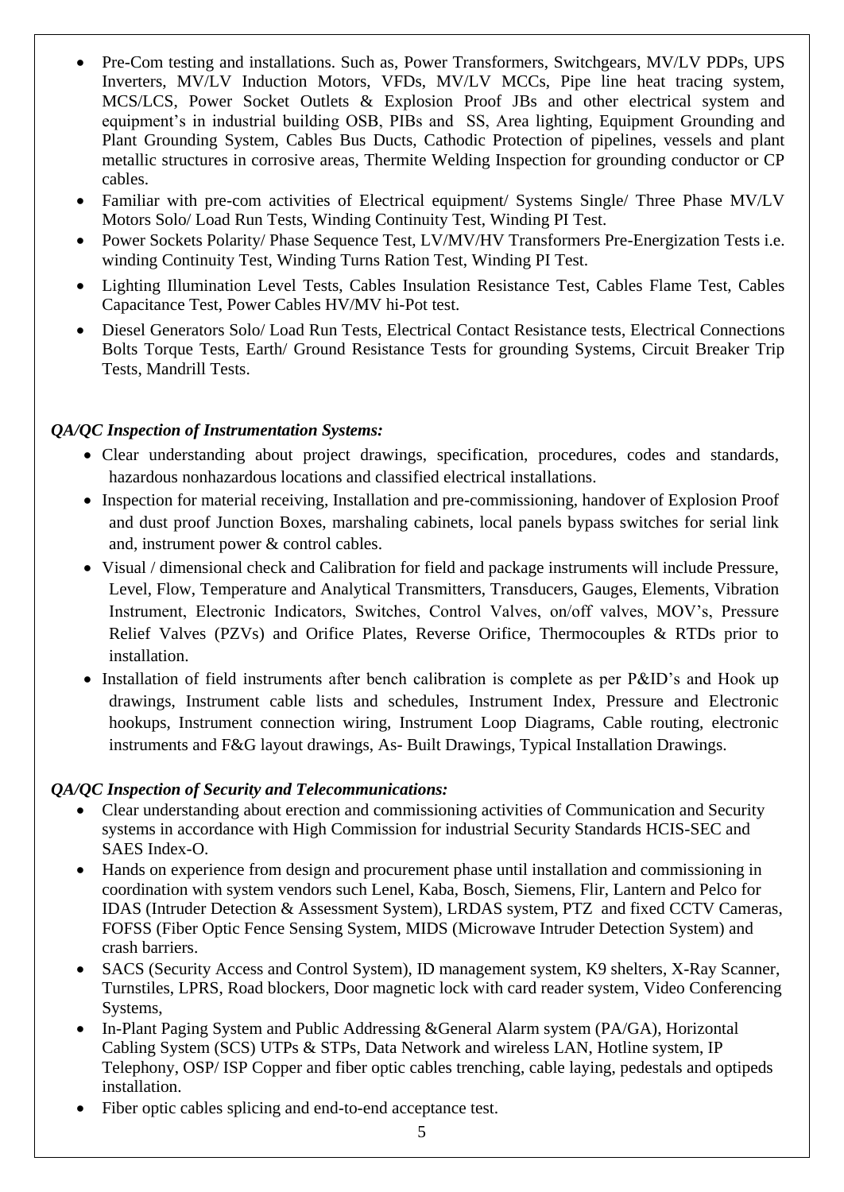- Pre-Com testing and installations. Such as, Power Transformers, Switchgears, MV/LV PDPs, UPS Inverters, MV/LV Induction Motors, VFDs, MV/LV MCCs, Pipe line heat tracing system, MCS/LCS, Power Socket Outlets & Explosion Proof JBs and other electrical system and equipment's in industrial building OSB, PIBs and SS, Area lighting, Equipment Grounding and Plant Grounding System, Cables Bus Ducts, Cathodic Protection of pipelines, vessels and plant metallic structures in corrosive areas, Thermite Welding Inspection for grounding conductor or CP cables.
- Familiar with pre-com activities of Electrical equipment/ Systems Single/ Three Phase MV/LV Motors Solo/ Load Run Tests, Winding Continuity Test, Winding PI Test.
- Power Sockets Polarity/ Phase Sequence Test, LV/MV/HV Transformers Pre-Energization Tests i.e. winding Continuity Test, Winding Turns Ration Test, Winding PI Test.
- Lighting Illumination Level Tests, Cables Insulation Resistance Test, Cables Flame Test, Cables Capacitance Test, Power Cables HV/MV hi-Pot test.
- Diesel Generators Solo/ Load Run Tests, Electrical Contact Resistance tests, Electrical Connections Bolts Torque Tests, Earth/ Ground Resistance Tests for grounding Systems, Circuit Breaker Trip Tests, Mandrill Tests.

***QA/QC Inspection of Instrumentation Systems:***

- Clear understanding about project drawings, specification, procedures, codes and standards, hazardous nonhazardous locations and classified electrical installations.
- Inspection for material receiving, Installation and pre-commissioning, handover of Explosion Proof and dust proof Junction Boxes, marshaling cabinets, local panels bypass switches for serial link and, instrument power & control cables.
- Visual / dimensional check and Calibration for field and package instruments will include Pressure, Level, Flow, Temperature and Analytical Transmitters, Transducers, Gauges, Elements, Vibration Instrument, Electronic Indicators, Switches, Control Valves, on/off valves, MOV's, Pressure Relief Valves (PZVs) and Orifice Plates, Reverse Orifice, Thermocouples & RTDs prior to installation.
- Installation of field instruments after bench calibration is complete as per P&ID's and Hook up drawings, Instrument cable lists and schedules, Instrument Index, Pressure and Electronic hookups, Instrument connection wiring, Instrument Loop Diagrams, Cable routing, electronic instruments and F&G layout drawings, As- Built Drawings, Typical Installation Drawings.

***QA/QC Inspection of Security and Telecommunications:***

- Clear understanding about erection and commissioning activities of Communication and Security systems in accordance with High Commission for industrial Security Standards HCIS-SEC and SAES Index-O.
- Hands on experience from design and procurement phase until installation and commissioning in coordination with system vendors such Lenel, Kaba, Bosch, Siemens, Flir, Lantern and Pelco for IDAS (Intruder Detection & Assessment System), LRDAS system, PTZ and fixed CCTV Cameras, FOFSS (Fiber Optic Fence Sensing System, MIDS (Microwave Intruder Detection System) and crash barriers.
- SACS (Security Access and Control System), ID management system, K9 shelters, X-Ray Scanner, Turnstiles, LPRS, Road blockers, Door magnetic lock with card reader system, Video Conferencing Systems,
- In-Plant Paging System and Public Addressing &General Alarm system (PA/GA), Horizontal Cabling System (SCS) UTPs & STPs, Data Network and wireless LAN, Hotline system, IP Telephony, OSP/ ISP Copper and fiber optic cables trenching, cable laying, pedestals and optipeds installation.
- Fiber optic cables splicing and end-to-end acceptance test.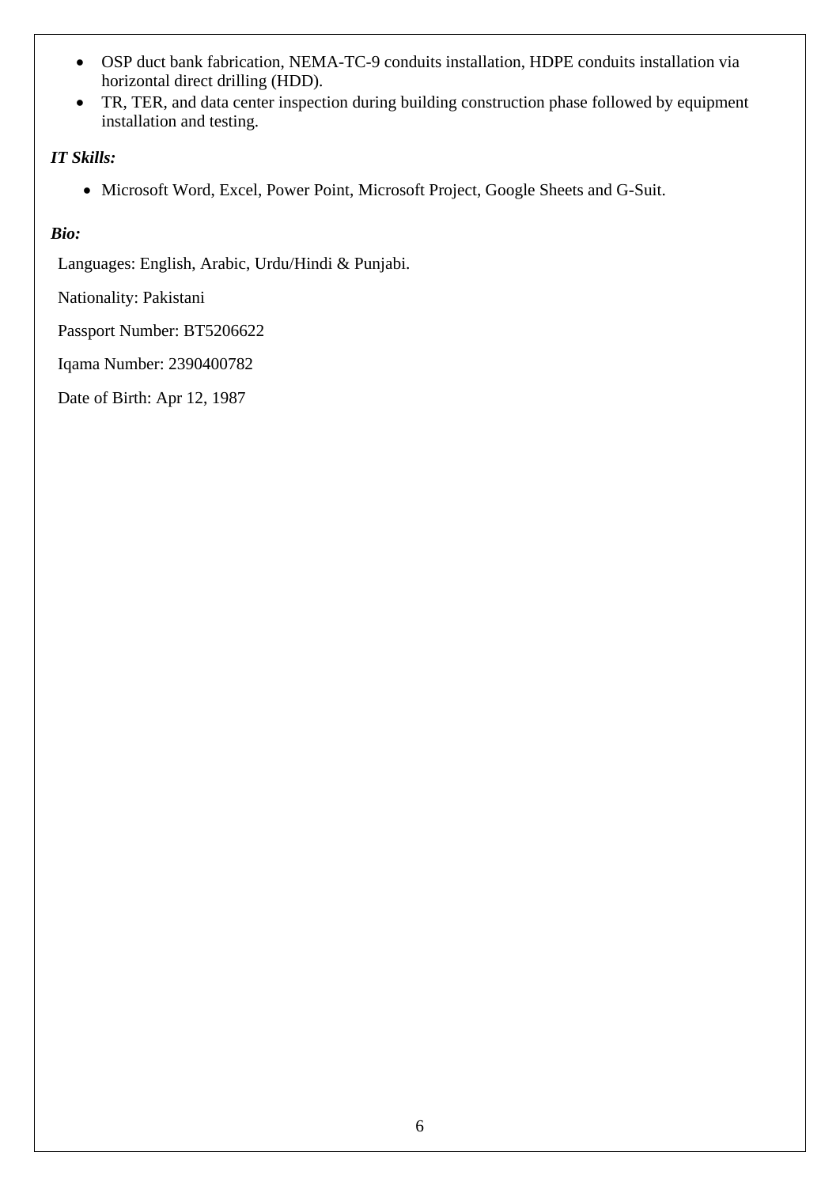- OSP duct bank fabrication, NEMA-TC-9 conduits installation, HDPE conduits installation via horizontal direct drilling (HDD).
- TR, TER, and data center inspection during building construction phase followed by equipment installation and testing.

***IT Skills:***

- Microsoft Word, Excel, Power Point, Microsoft Project, Google Sheets and G-Suit.

***Bio:***

Languages: English, Arabic, Urdu/Hindi & Punjabi.

Nationality: Pakistani

Passport Number: BT5206622

Iqama Number: 2390400782

Date of Birth: Apr 12, 1987